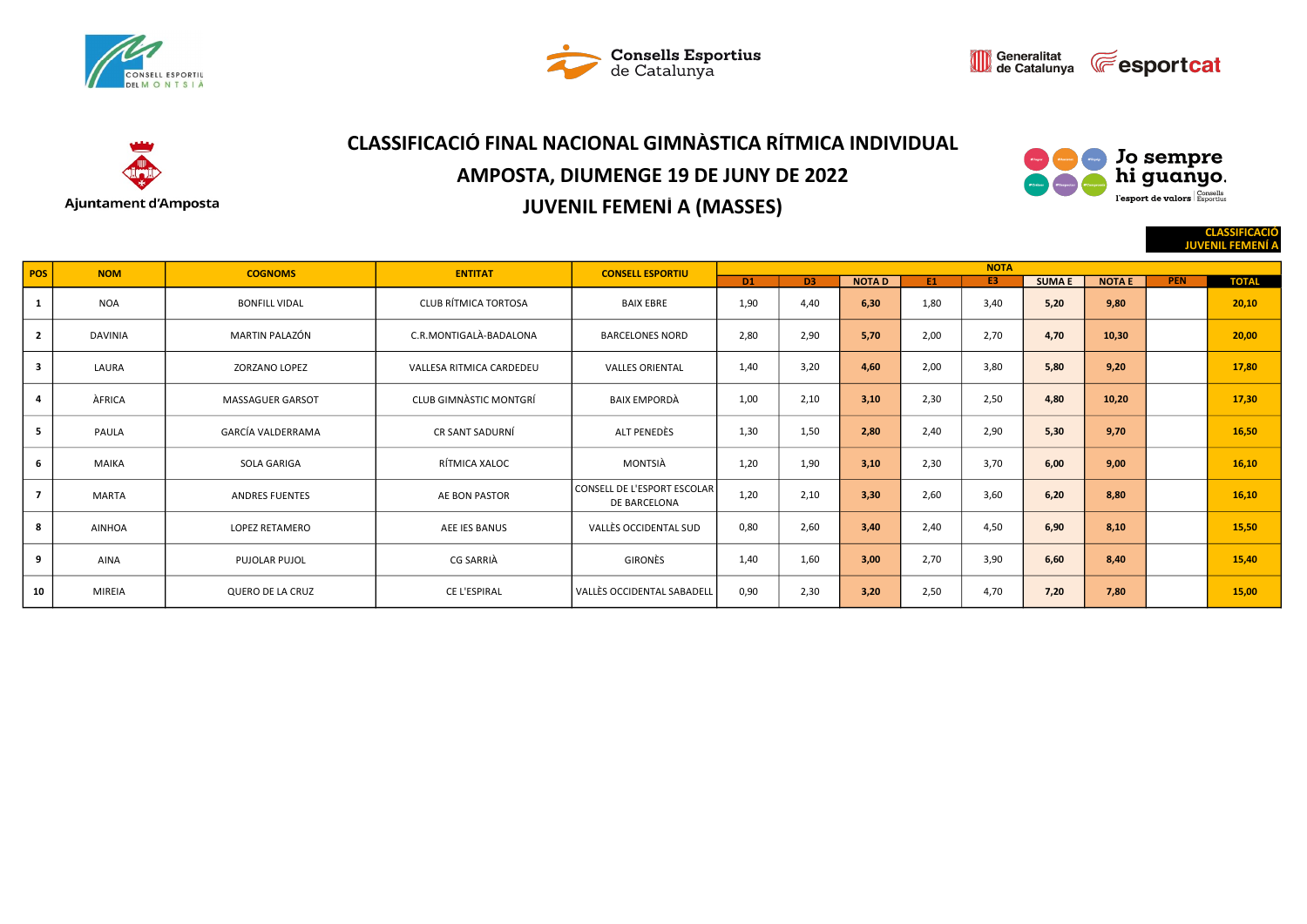# CLASSIFICACIÓ FINAL NACIONAL GIMNÀSTICA RÍTMICA INDIVIDUAL

## AMPOSTA, DIUMENGE 19 DE JUNY DE 2022

## JUVENIL FEMENÍ A (MASSES)

**CLASSIFICACIÓ JUVENIL FEMENÍ A**

| POS | NOM | COGNOMS | ENTITAT | CONSELL ESPORTIU | NOTA | | | | | | | | |
|---|---|---|---|---|---|---|---|---|---|---|---|---|---|
| | | | | | D1 | D3 | NOTA D | E1 | E3 | SUMA E | NOTA E | PEN | TOTAL |
| 1 | NOA | BONFILL VIDAL | CLUB RÍTMICA TORTOSA | BAIX EBRE | 1,90 | 4,40 | 6,30 | 1,80 | 3,40 | 5,20 | 9,80 | | 20,10 |
| 2 | DAVINIA | MARTIN PALAZÓN | C.R.MONTIGALÀ-BADALONA | BARCELONES NORD | 2,80 | 2,90 | 5,70 | 2,00 | 2,70 | 4,70 | 10,30 | | 20,00 |
| 3 | LAURA | ZORZANO LOPEZ | VALLESA RITMICA CARDEDEU | VALLES ORIENTAL | 1,40 | 3,20 | 4,60 | 2,00 | 3,80 | 5,80 | 9,20 | | 17,80 |
| 4 | ÀFRICA | MASSAGUER GARSOT | CLUB GIMNÀSTIC MONTGRÍ | BAIX EMPORDÀ | 1,00 | 2,10 | 3,10 | 2,30 | 2,50 | 4,80 | 10,20 | | 17,30 |
| 5 | PAULA | GARCÍA VALDERRAMA | CR SANT SADURNÍ | ALT PENEDÈS | 1,30 | 1,50 | 2,80 | 2,40 | 2,90 | 5,30 | 9,70 | | 16,50 |
| 6 | MAIKA | SOLA GARIGA | RÍTMICA XALOC | MONTSIÀ | 1,20 | 1,90 | 3,10 | 2,30 | 3,70 | 6,00 | 9,00 | | 16,10 |
| 7 | MARTA | ANDRES FUENTES | AE BON PASTOR | CONSELL DE L'ESPORT ESCOLAR DE BARCELONA | 1,20 | 2,10 | 3,30 | 2,60 | 3,60 | 6,20 | 8,80 | | 16,10 |
| 8 | AINHOA | LOPEZ RETAMERO | AEE IES BANUS | VALLÈS OCCIDENTAL SUD | 0,80 | 2,60 | 3,40 | 2,40 | 4,50 | 6,90 | 8,10 | | 15,50 |
| 9 | AINA | PUJOLAR PUJOL | CG SARRIÀ | GIRONÈS | 1,40 | 1,60 | 3,00 | 2,70 | 3,90 | 6,60 | 8,40 | | 15,40 |
| 10 | MIREIA | QUERO DE LA CRUZ | CE L'ESPIRAL | VALLÈS OCCIDENTAL SABADELL | 0,90 | 2,30 | 3,20 | 2,50 | 4,70 | 7,20 | 7,80 | | 15,00 |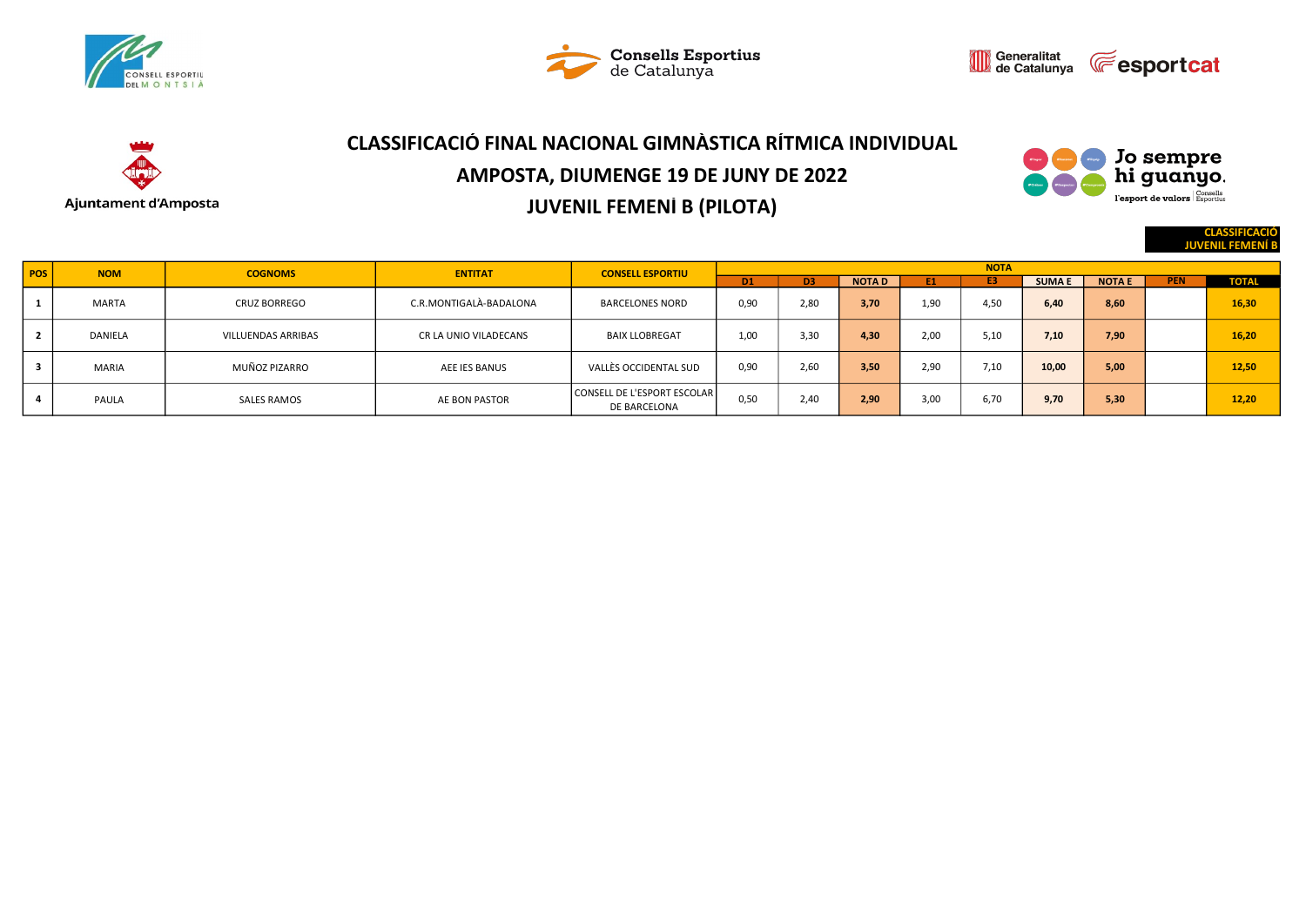Ajuntament d'Amposta

# CLASSIFICACIÓ FINAL NACIONAL GIMNÀSTICA RÍTMICA INDIVIDUAL

## AMPOSTA, DIUMENGE 19 DE JUNY DE 2022

## JUVENIL FEMENÍ B (PILOTA)

**CLASSIFICACIÓ JUVENIL FEMENÍ B**

| POS | NOM | COGNOMS | ENTITAT | CONSELL ESPORTIU | NOTA | | | | | | | | |
|---|---|---|---|---|---|---|---|---|---|---|---|---|---|
| | | | | | D1 | D3 | NOTA D | E1 | E3 | SUMA E | NOTA E | PEN | TOTAL |
| 1 | MARTA | CRUZ BORREGO | C.R.MONTIGALÀ-BADALONA | BARCELONES NORD | 0,90 | 2,80 | **3,70** | 1,90 | 4,50 | **6,40** | **8,60** | | **16,30** |
| 2 | DANIELA | VILLUENDAS ARRIBAS | CR LA UNIO VILADECANS | BAIX LLOBREGAT | 1,00 | 3,30 | **4,30** | 2,00 | 5,10 | **7,10** | **7,90** | | **16,20** |
| 3 | MARIA | MUÑOZ PIZARRO | AEE IES BANUS | VALLÈS OCCIDENTAL SUD | 0,90 | 2,60 | **3,50** | 2,90 | 7,10 | **10,00** | **5,00** | | **12,50** |
| 4 | PAULA | SALES RAMOS | AE BON PASTOR | CONSELL DE L'ESPORT ESCOLAR DE BARCELONA | 0,50 | 2,40 | **2,90** | 3,00 | 6,70 | **9,70** | **5,30** | | **12,20** |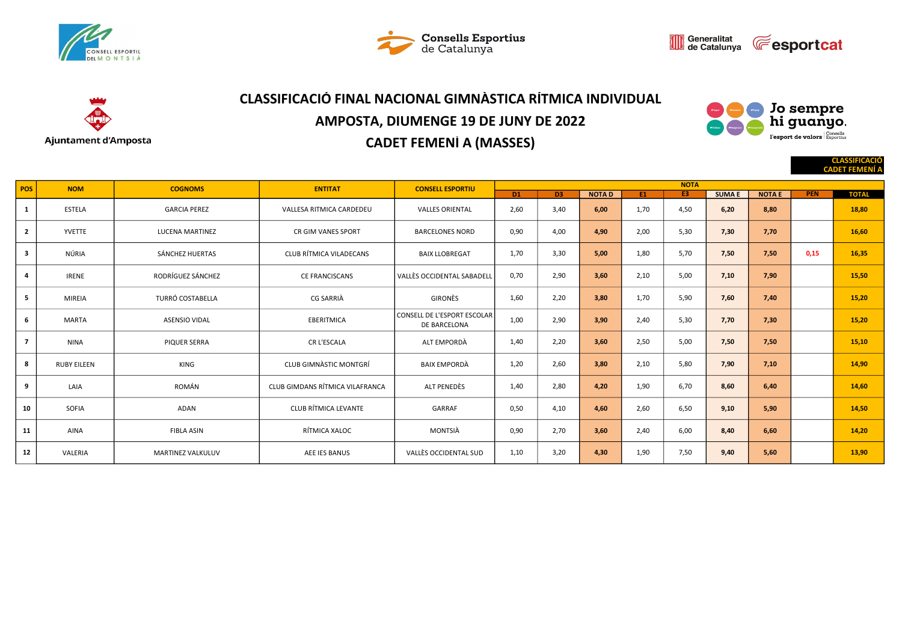# CLASSIFICACIÓ FINAL NACIONAL GIMNÀSTICA RÍTMICA INDIVIDUAL

## AMPOSTA, DIUMENGE 19 DE JUNY DE 2022

## CADET FEMENÍ A (MASSES)

**CLASSIFICACIÓ CADET FEMENÍ A**

| POS | NOM | COGNOMS | ENTITAT | CONSELL ESPORTIU | NOTA | | | | | | | | |
|---|---|---|---|---|---|---|---|---|---|---|---|---|---|
| | | | | | D1 | D3 | NOTA D | E1 | E3 | SUMA E | NOTA E | PEN | TOTAL |
| 1 | ESTELA | GARCIA PEREZ | VALLESA RITMICA CARDEDEU | VALLES ORIENTAL | 2,60 | 3,40 | 6,00 | 1,70 | 4,50 | 6,20 | 8,80 | | 18,80 |
| 2 | YVETTE | LUCENA MARTINEZ | CR GIM VANES SPORT | BARCELONES NORD | 0,90 | 4,00 | 4,90 | 2,00 | 5,30 | 7,30 | 7,70 | | 16,60 |
| 3 | NÚRIA | SÁNCHEZ HUERTAS | CLUB RÍTMICA VILADECANS | BAIX LLOBREGAT | 1,70 | 3,30 | 5,00 | 1,80 | 5,70 | 7,50 | 7,50 | 0,15 | 16,35 |
| 4 | IRENE | RODRÍGUEZ SÁNCHEZ | CE FRANCISCANS | VALLÈS OCCIDENTAL SABADELL | 0,70 | 2,90 | 3,60 | 2,10 | 5,00 | 7,10 | 7,90 | | 15,50 |
| 5 | MIREIA | TURRÓ COSTABELLA | CG SARRIÀ | GIRONÈS | 1,60 | 2,20 | 3,80 | 1,70 | 5,90 | 7,60 | 7,40 | | 15,20 |
| 6 | MARTA | ASENSIO VIDAL | EBERITMICA | CONSELL DE L'ESPORT ESCOLAR DE BARCELONA | 1,00 | 2,90 | 3,90 | 2,40 | 5,30 | 7,70 | 7,30 | | 15,20 |
| 7 | NINA | PIQUER SERRA | CR L'ESCALA | ALT EMPORDÀ | 1,40 | 2,20 | 3,60 | 2,50 | 5,00 | 7,50 | 7,50 | | 15,10 |
| 8 | RUBY EILEEN | KING | CLUB GIMNÀSTIC MONTGRÍ | BAIX EMPORDÀ | 1,20 | 2,60 | 3,80 | 2,10 | 5,80 | 7,90 | 7,10 | | 14,90 |
| 9 | LAIA | ROMÁN | CLUB GIMDANS RÍTMICA VILAFRANCA | ALT PENEDÈS | 1,40 | 2,80 | 4,20 | 1,90 | 6,70 | 8,60 | 6,40 | | 14,60 |
| 10 | SOFIA | ADAN | CLUB RÍTMICA LEVANTE | GARRAF | 0,50 | 4,10 | 4,60 | 2,60 | 6,50 | 9,10 | 5,90 | | 14,50 |
| 11 | AINA | FIBLA ASIN | RÍTMICA XALOC | MONTSIÀ | 0,90 | 2,70 | 3,60 | 2,40 | 6,00 | 8,40 | 6,60 | | 14,20 |
| 12 | VALERIA | MARTINEZ VALKULUV | AEE IES BANUS | VALLÈS OCCIDENTAL SUD | 1,10 | 3,20 | 4,30 | 1,90 | 7,50 | 9,40 | 5,60 | | 13,90 |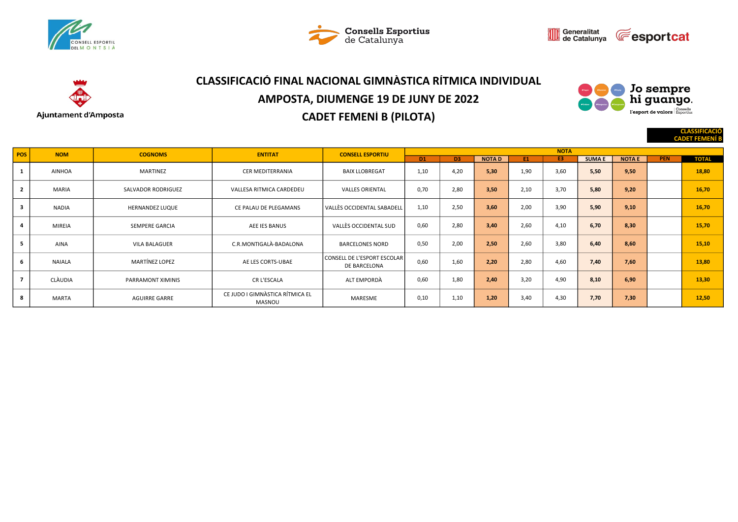# CLASSIFICACIÓ FINAL NACIONAL GIMNÀSTICA RÍTMICA INDIVIDUAL

## AMPOSTA, DIUMENGE 19 DE JUNY DE 2022

## CADET FEMENÍ B (PILOTA)

**CLASSIFICACIÓ CADET FEMENÍ B**

| POS | NOM | COGNOMS | ENTITAT | CONSELL ESPORTIU | NOTA | | | | | | | | |
|---|---|---|---|---|---|---|---|---|---|---|---|---|---|
| | | | | | D1 | D3 | NOTA D | E1 | E3 | SUMA E | NOTA E | PEN | TOTAL |
| 1 | AINHOA | MARTINEZ | CER MEDITERRANIA | BAIX LLOBREGAT | 1,10 | 4,20 | 5,30 | 1,90 | 3,60 | 5,50 | 9,50 | | 18,80 |
| 2 | MARIA | SALVADOR RODRIGUEZ | VALLESA RITMICA CARDEDEU | VALLES ORIENTAL | 0,70 | 2,80 | 3,50 | 2,10 | 3,70 | 5,80 | 9,20 | | 16,70 |
| 3 | NADIA | HERNANDEZ LUQUE | CE PALAU DE PLEGAMANS | VALLÈS OCCIDENTAL SABADELL | 1,10 | 2,50 | 3,60 | 2,00 | 3,90 | 5,90 | 9,10 | | 16,70 |
| 4 | MIREIA | SEMPERE GARCIA | AEE IES BANUS | VALLÈS OCCIDENTAL SUD | 0,60 | 2,80 | 3,40 | 2,60 | 4,10 | 6,70 | 8,30 | | 15,70 |
| 5 | AINA | VILA BALAGUER | C.R.MONTIGALÀ-BADALONA | BARCELONES NORD | 0,50 | 2,00 | 2,50 | 2,60 | 3,80 | 6,40 | 8,60 | | 15,10 |
| 6 | NAIALA | MARTÍNEZ LOPEZ | AE LES CORTS-UBAE | CONSELL DE L'ESPORT ESCOLAR DE BARCELONA | 0,60 | 1,60 | 2,20 | 2,80 | 4,60 | 7,40 | 7,60 | | 13,80 |
| 7 | CLÀUDIA | PARRAMONT XIMINIS | CR L'ESCALA | ALT EMPORDÀ | 0,60 | 1,80 | 2,40 | 3,20 | 4,90 | 8,10 | 6,90 | | 13,30 |
| 8 | MARTA | AGUIRRE GARRE | CE JUDO I GIMNÀSTICA RÍTMICA EL MASNOU | MARESME | 0,10 | 1,10 | 1,20 | 3,40 | 4,30 | 7,70 | 7,30 | | 12,50 |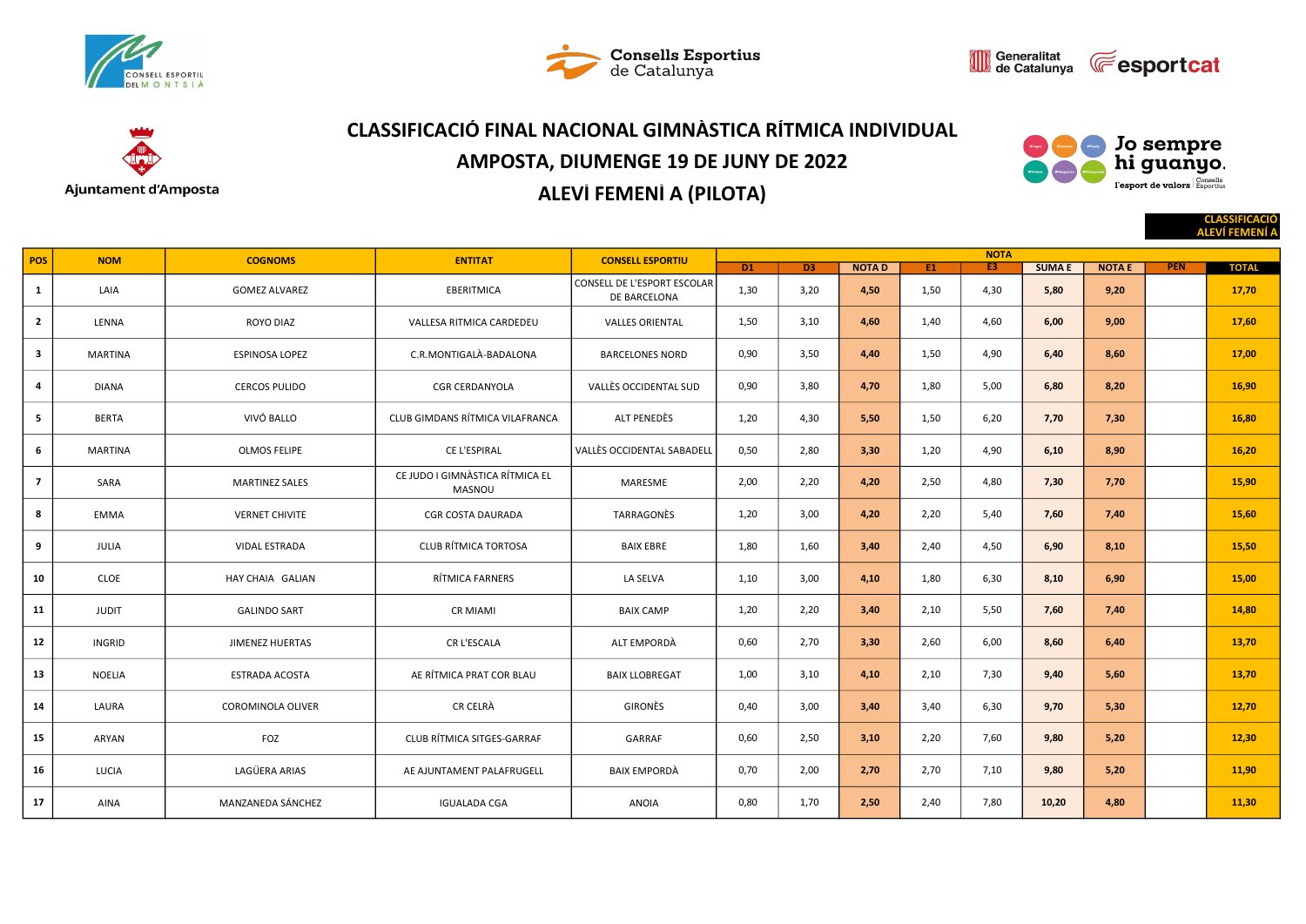# CLASSIFICACIÓ FINAL NACIONAL GIMNÀSTICA RÍTMICA INDIVIDUAL

## AMPOSTA, DIUMENGE 19 DE JUNY DE 2022

## ALEVÍ FEMENÍ A (PILOTA)

**CLASSIFICACIÓ ALEVÍ FEMENÍ A**

| POS | NOM | COGNOMS | ENTITAT | CONSELL ESPORTIU | NOTA | | | | | | | PEN | TOTAL |
|---|---|---|---|---|---|---|---|---|---|---|---|---|---|
| | | | | | D1 | D3 | NOTA D | E1 | E3 | SUMA E | NOTA E | | |
| 1 | LAIA | GOMEZ ALVAREZ | EBERITMICA | CONSELL DE L'ESPORT ESCOLAR DE BARCELONA | 1,30 | 3,20 | 4,50 | 1,50 | 4,30 | 5,80 | 9,20 | | 17,70 |
| 2 | LENNA | ROYO DIAZ | VALLESA RITMICA CARDEDEU | VALLES ORIENTAL | 1,50 | 3,10 | 4,60 | 1,40 | 4,60 | 6,00 | 9,00 | | 17,60 |
| 3 | MARTINA | ESPINOSA LOPEZ | C.R.MONTIGALÀ-BADALONA | BARCELONES NORD | 0,90 | 3,50 | 4,40 | 1,50 | 4,90 | 6,40 | 8,60 | | 17,00 |
| 4 | DIANA | CERCOS PULIDO | CGR CERDANYOLA | VALLÈS OCCIDENTAL SUD | 0,90 | 3,80 | 4,70 | 1,80 | 5,00 | 6,80 | 8,20 | | 16,90 |
| 5 | BERTA | VIVÓ BALLO | CLUB GIMDANS RÍTMICA VILAFRANCA | ALT PENEDÈS | 1,20 | 4,30 | 5,50 | 1,50 | 6,20 | 7,70 | 7,30 | | 16,80 |
| 6 | MARTINA | OLMOS FELIPE | CE L'ESPIRAL | VALLÈS OCCIDENTAL SABADELL | 0,50 | 2,80 | 3,30 | 1,20 | 4,90 | 6,10 | 8,90 | | 16,20 |
| 7 | SARA | MARTINEZ SALES | CE JUDO I GIMNÀSTICA RÍTMICA EL MASNOU | MARESME | 2,00 | 2,20 | 4,20 | 2,50 | 4,80 | 7,30 | 7,70 | | 15,90 |
| 8 | EMMA | VERNET CHIVITE | CGR COSTA DAURADA | TARRAGONÈS | 1,20 | 3,00 | 4,20 | 2,20 | 5,40 | 7,60 | 7,40 | | 15,60 |
| 9 | JULIA | VIDAL ESTRADA | CLUB RÍTMICA TORTOSA | BAIX EBRE | 1,80 | 1,60 | 3,40 | 2,40 | 4,50 | 6,90 | 8,10 | | 15,50 |
| 10 | CLOE | HAY CHAIA GALIAN | RÍTMICA FARNERS | LA SELVA | 1,10 | 3,00 | 4,10 | 1,80 | 6,30 | 8,10 | 6,90 | | 15,00 |
| 11 | JUDIT | GALINDO SART | CR MIAMI | BAIX CAMP | 1,20 | 2,20 | 3,40 | 2,10 | 5,50 | 7,60 | 7,40 | | 14,80 |
| 12 | INGRID | JIMENEZ HUERTAS | CR L'ESCALA | ALT EMPORDÀ | 0,60 | 2,70 | 3,30 | 2,60 | 6,00 | 8,60 | 6,40 | | 13,70 |
| 13 | NOELIA | ESTRADA ACOSTA | AE RÍTMICA PRAT COR BLAU | BAIX LLOBREGAT | 1,00 | 3,10 | 4,10 | 2,10 | 7,30 | 9,40 | 5,60 | | 13,70 |
| 14 | LAURA | COROMINOLA OLIVER | CR CELRÀ | GIRONÈS | 0,40 | 3,00 | 3,40 | 3,40 | 6,30 | 9,70 | 5,30 | | 12,70 |
| 15 | ARYAN | FOZ | CLUB RÍTMICA SITGES-GARRAF | GARRAF | 0,60 | 2,50 | 3,10 | 2,20 | 7,60 | 9,80 | 5,20 | | 12,30 |
| 16 | LUCIA | LAGÜERA ARIAS | AE AJUNTAMENT PALAFRUGELL | BAIX EMPORDÀ | 0,70 | 2,00 | 2,70 | 2,70 | 7,10 | 9,80 | 5,20 | | 11,90 |
| 17 | AINA | MANZANEDA SÁNCHEZ | IGUALADA CGA | ANOIA | 0,80 | 1,70 | 2,50 | 2,40 | 7,80 | 10,20 | 4,80 | | 11,30 |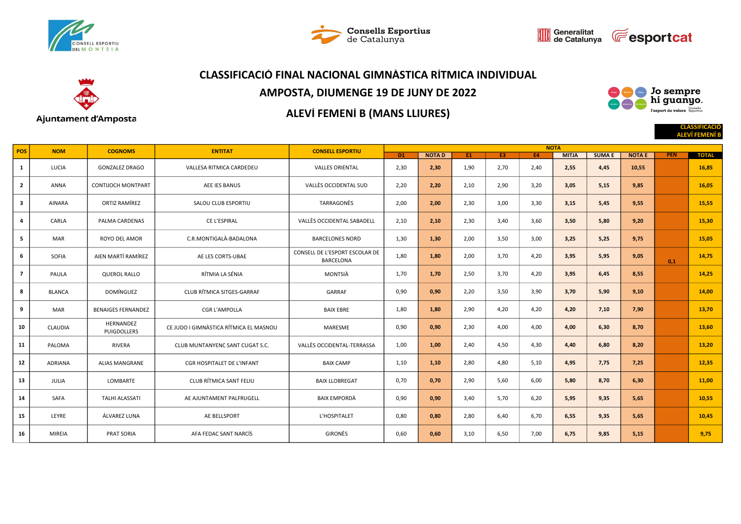Ajuntament d'Amposta

# CLASSIFICACIÓ FINAL NACIONAL GIMNÀSTICA RÍTMICA INDIVIDUAL

## AMPOSTA, DIUMENGE 19 DE JUNY DE 2022

## ALEVÍ FEMENÍ B (MANS LLIURES)

**CLASSIFICACIÓ ALEVÍ FEMENÍ B**

| POS | NOM | COGNOMS | ENTITAT | CONSELL ESPORTIU | NOTA | | | | | | | | | |
|---|---|---|---|---|---|---|---|---|---|---|---|---|---|---|
| | | | | | D1 | NOTA D | E1 | E3 | E4 | MITJA | SUMA E | NOTA E | PEN | TOTAL |
| 1 | LUCIA | GONZALEZ DRAGO | VALLESA RITMICA CARDEDEU | VALLES ORIENTAL | 2,30 | 2,30 | 1,90 | 2,70 | 2,40 | 2,55 | 4,45 | 10,55 | | 16,85 |
| 2 | ANNA | CONTIJOCH MONTPART | AEE IES BANUS | VALLÈS OCCIDENTAL SUD | 2,20 | 2,20 | 2,10 | 2,90 | 3,20 | 3,05 | 5,15 | 9,85 | | 16,05 |
| 3 | AINARA | ORTIZ RAMÍREZ | SALOU CLUB ESPORTIU | TARRAGONÈS | 2,00 | 2,00 | 2,30 | 3,00 | 3,30 | 3,15 | 5,45 | 9,55 | | 15,55 |
| 4 | CARLA | PALMA CARDENAS | CE L'ESPIRAL | VALLÈS OCCIDENTAL SABADELL | 2,10 | 2,10 | 2,30 | 3,40 | 3,60 | 3,50 | 5,80 | 9,20 | | 15,30 |
| 5 | MAR | ROYO DEL AMOR | C.R.MONTIGALÀ-BADALONA | BARCELONES NORD | 1,30 | 1,30 | 2,00 | 3,50 | 3,00 | 3,25 | 5,25 | 9,75 | | 15,05 |
| 6 | SOFIA | AIEN MARTÍ RAMÍREZ | AE LES CORTS-UBAE | CONSELL DE L'ESPORT ESCOLAR DE BARCELONA | 1,80 | 1,80 | 2,00 | 3,70 | 4,20 | 3,95 | 5,95 | 9,05 | 0,1 | 14,75 |
| 7 | PAULA | QUEROL RALLO | RÍTMIA LA SÉNIA | MONTSIÀ | 1,70 | 1,70 | 2,50 | 3,70 | 4,20 | 3,95 | 6,45 | 8,55 | | 14,25 |
| 8 | BLANCA | DOMÍNGUEZ | CLUB RÍTMICA SITGES-GARRAF | GARRAF | 0,90 | 0,90 | 2,20 | 3,50 | 3,90 | 3,70 | 5,90 | 9,10 | | 14,00 |
| 9 | MAR | BENAIGES FERNANDEZ | CGR L'AMPOLLA | BAIX EBRE | 1,80 | 1,80 | 2,90 | 4,20 | 4,20 | 4,20 | 7,10 | 7,90 | | 13,70 |
| 10 | CLAUDIA | HERNANDEZ PUIGDOLLERS | CE JUDO I GIMNÀSTICA RÍTMICA EL MASNOU | MARESME | 0,90 | 0,90 | 2,30 | 4,00 | 4,00 | 4,00 | 6,30 | 8,70 | | 13,60 |
| 11 | PALOMA | RIVERA | CLUB MUNTANYENC SANT CUGAT S.C. | VALLÈS OCCIDENTAL-TERRASSA | 1,00 | 1,00 | 2,40 | 4,50 | 4,30 | 4,40 | 6,80 | 8,20 | | 13,20 |
| 12 | ADRIANA | ALIAS MANGRANE | CGR HOSPITALET DE L'INFANT | BAIX CAMP | 1,10 | 1,10 | 2,80 | 4,80 | 5,10 | 4,95 | 7,75 | 7,25 | | 12,35 |
| 13 | JULIA | LOMBARTE | CLUB RÍTMICA SANT FELIU | BAIX LLOBREGAT | 0,70 | 0,70 | 2,90 | 5,60 | 6,00 | 5,80 | 8,70 | 6,30 | | 11,00 |
| 14 | SAFA | TALHI ALASSATI | AE AJUNTAMENT PALFRUGELL | BAIX EMPORDÀ | 0,90 | 0,90 | 3,40 | 5,70 | 6,20 | 5,95 | 9,35 | 5,65 | | 10,55 |
| 15 | LEYRE | ÁLVAREZ LUNA | AE BELLSPORT | L'HOSPITALET | 0,80 | 0,80 | 2,80 | 6,40 | 6,70 | 6,55 | 9,35 | 5,65 | | 10,45 |
| 16 | MIREIA | PRAT SORIA | AFA FEDAC SANT NARCÍS | GIRONÈS | 0,60 | 0,60 | 3,10 | 6,50 | 7,00 | 6,75 | 9,85 | 5,15 | | 9,75 |